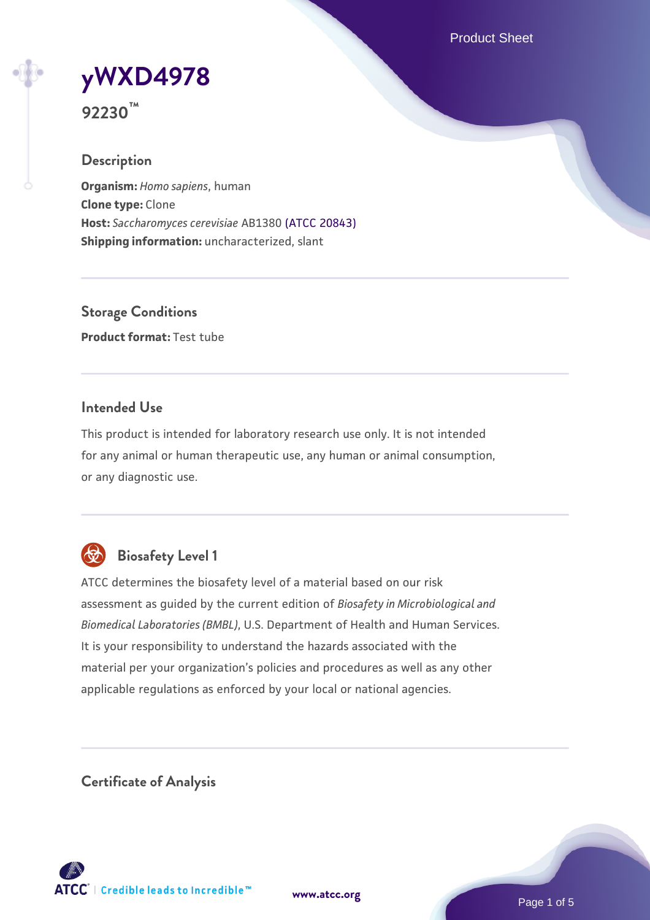# yWXD4978

**92230™**

## Description

**Organism:** *Homo sapiens*, human
**Clone type:** Clone
**Host:** *Saccharomyces cerevisiae* AB1380 (ATCC 20843)
**Shipping information:** uncharacterized, slant

## Storage Conditions

**Product format:** Test tube

## Intended Use

This product is intended for laboratory research use only. It is not intended for any animal or human therapeutic use, any human or animal consumption, or any diagnostic use.

## Biosafety Level 1

ATCC determines the biosafety level of a material based on our risk assessment as guided by the current edition of *Biosafety in Microbiological and Biomedical Laboratories (BMBL)*, U.S. Department of Health and Human Services. It is your responsibility to understand the hazards associated with the material per your organization's policies and procedures as well as any other applicable regulations as enforced by your local or national agencies.

## Certificate of Analysis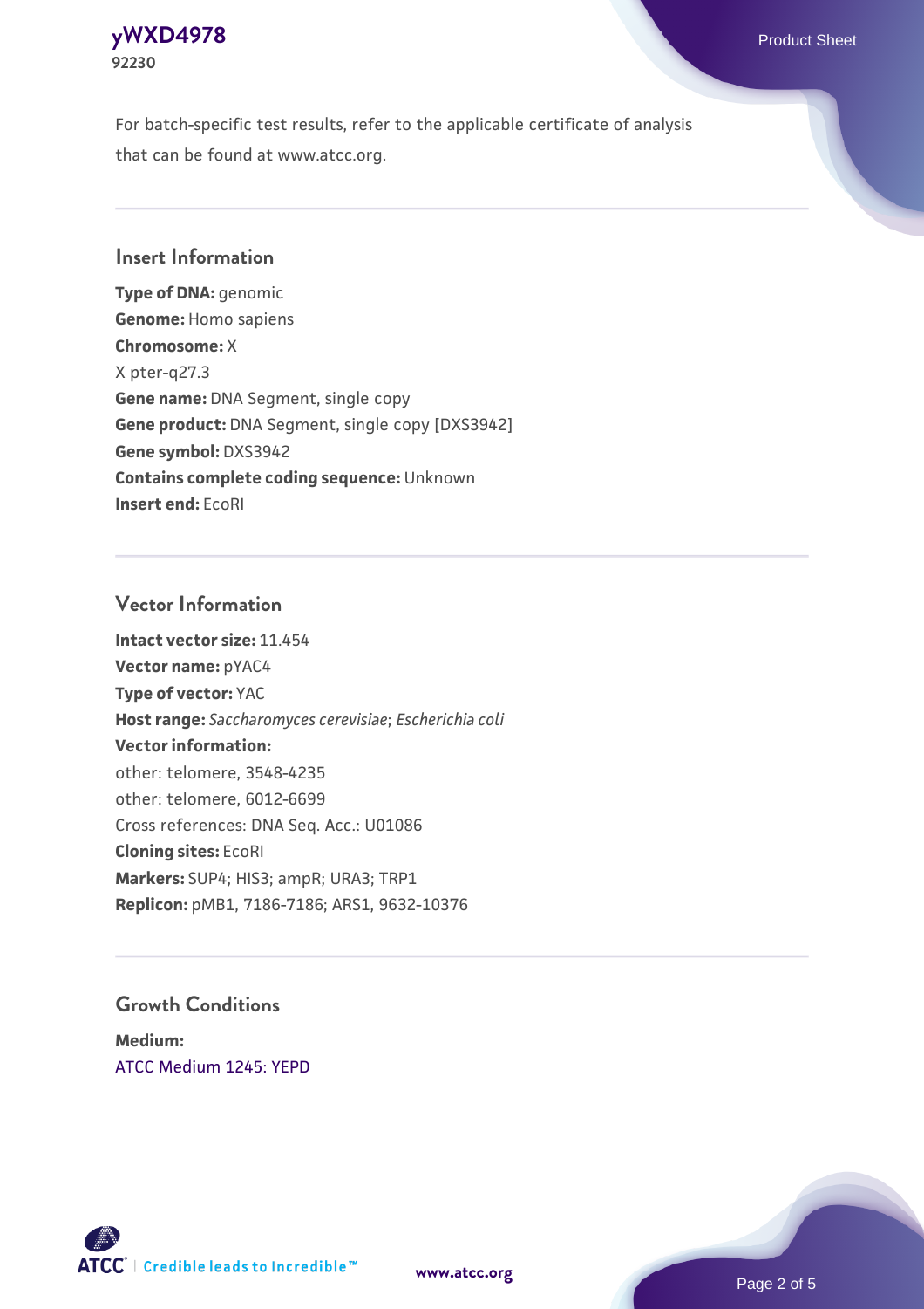For batch-specific test results, refer to the applicable certificate of analysis that can be found at www.atcc.org.

## Insert Information

**Type of DNA:** genomic
**Genome:** Homo sapiens
**Chromosome:** X
X pter-q27.3
**Gene name:** DNA Segment, single copy
**Gene product:** DNA Segment, single copy [DXS3942]
**Gene symbol:** DXS3942
**Contains complete coding sequence:** Unknown
**Insert end:** EcoRI

## Vector Information

**Intact vector size:** 11.454
**Vector name:** pYAC4
**Type of vector:** YAC
**Host range:** *Saccharomyces cerevisiae*; *Escherichia coli*
**Vector information:**
other: telomere, 3548-4235
other: telomere, 6012-6699
Cross references: DNA Seq. Acc.: U01086
**Cloning sites:** EcoRI
**Markers:** SUP4; HIS3; ampR; URA3; TRP1
**Replicon:** pMB1, 7186-7186; ARS1, 9632-10376

## Growth Conditions

**Medium:**
ATCC Medium 1245: YEPD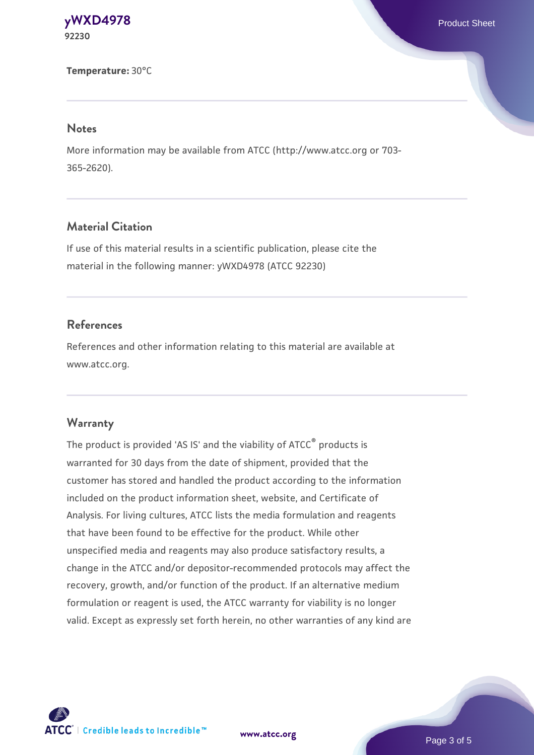**Temperature:** 30°C

## Notes

More information may be available from ATCC (http://www.atcc.org or 703-365-2620).

## Material Citation

If use of this material results in a scientific publication, please cite the material in the following manner: yWXD4978 (ATCC 92230)

## References

References and other information relating to this material are available at www.atcc.org.

## Warranty

The product is provided 'AS IS' and the viability of ATCC® products is warranted for 30 days from the date of shipment, provided that the customer has stored and handled the product according to the information included on the product information sheet, website, and Certificate of Analysis. For living cultures, ATCC lists the media formulation and reagents that have been found to be effective for the product. While other unspecified media and reagents may also produce satisfactory results, a change in the ATCC and/or depositor-recommended protocols may affect the recovery, growth, and/or function of the product. If an alternative medium formulation or reagent is used, the ATCC warranty for viability is no longer valid. Except as expressly set forth herein, no other warranties of any kind are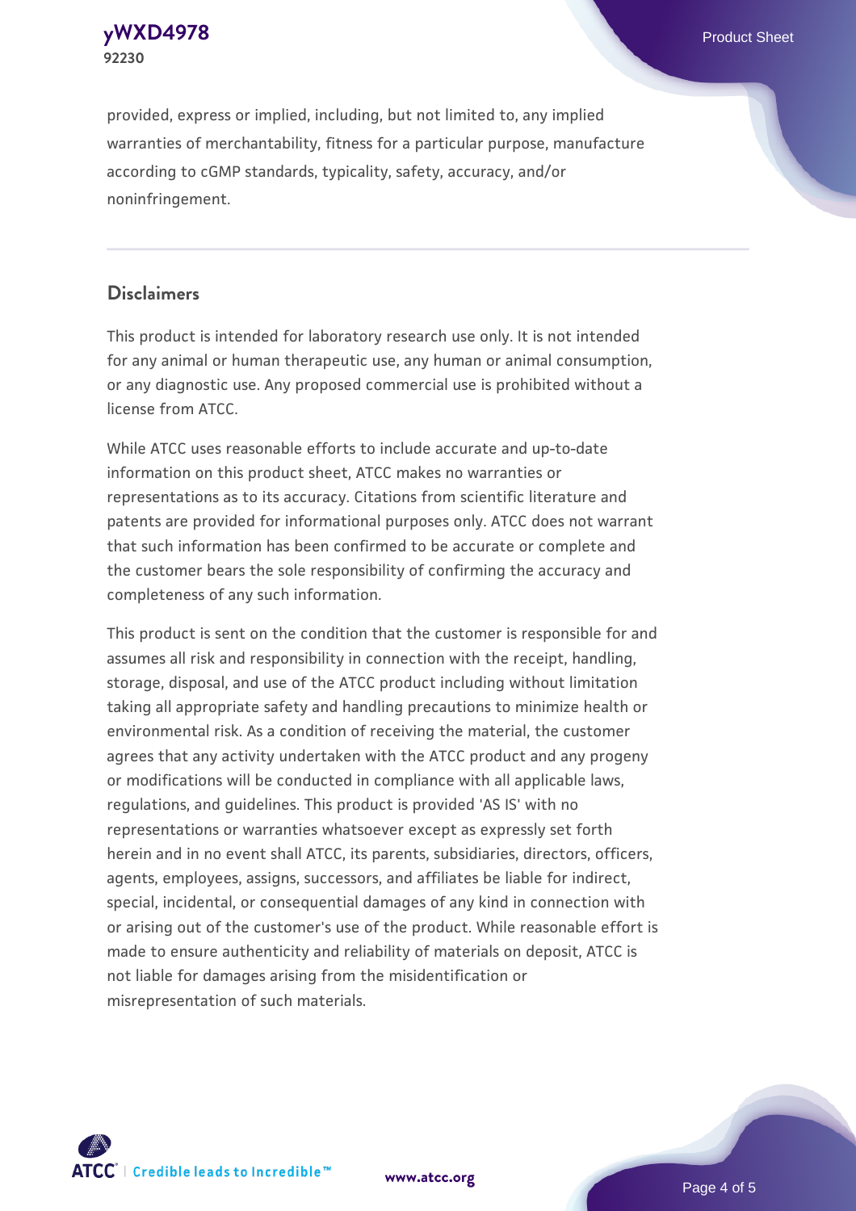provided, express or implied, including, but not limited to, any implied warranties of merchantability, fitness for a particular purpose, manufacture according to cGMP standards, typicality, safety, accuracy, and/or noninfringement.

## Disclaimers

This product is intended for laboratory research use only. It is not intended for any animal or human therapeutic use, any human or animal consumption, or any diagnostic use. Any proposed commercial use is prohibited without a license from ATCC.

While ATCC uses reasonable efforts to include accurate and up-to-date information on this product sheet, ATCC makes no warranties or representations as to its accuracy. Citations from scientific literature and patents are provided for informational purposes only. ATCC does not warrant that such information has been confirmed to be accurate or complete and the customer bears the sole responsibility of confirming the accuracy and completeness of any such information.

This product is sent on the condition that the customer is responsible for and assumes all risk and responsibility in connection with the receipt, handling, storage, disposal, and use of the ATCC product including without limitation taking all appropriate safety and handling precautions to minimize health or environmental risk. As a condition of receiving the material, the customer agrees that any activity undertaken with the ATCC product and any progeny or modifications will be conducted in compliance with all applicable laws, regulations, and guidelines. This product is provided 'AS IS' with no representations or warranties whatsoever except as expressly set forth herein and in no event shall ATCC, its parents, subsidiaries, directors, officers, agents, employees, assigns, successors, and affiliates be liable for indirect, special, incidental, or consequential damages of any kind in connection with or arising out of the customer's use of the product. While reasonable effort is made to ensure authenticity and reliability of materials on deposit, ATCC is not liable for damages arising from the misidentification or misrepresentation of such materials.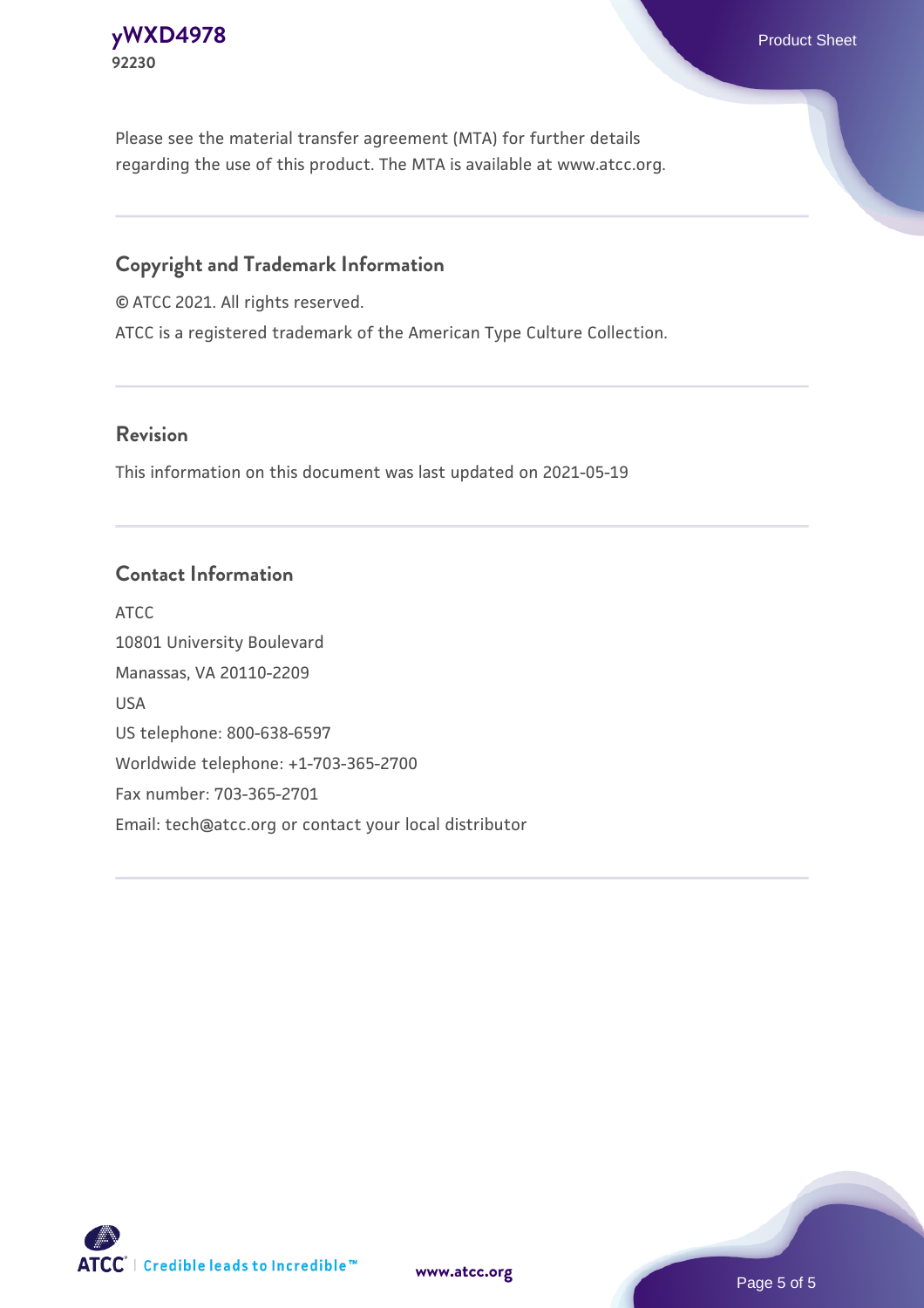Please see the material transfer agreement (MTA) for further details regarding the use of this product. The MTA is available at www.atcc.org.

## Copyright and Trademark Information

© ATCC 2021. All rights reserved.

ATCC is a registered trademark of the American Type Culture Collection.

## Revision

This information on this document was last updated on 2021-05-19

## Contact Information

ATCC

10801 University Boulevard

Manassas, VA 20110-2209

USA

US telephone: 800-638-6597

Worldwide telephone: +1-703-365-2700

Fax number: 703-365-2701

Email: tech@atcc.org or contact your local distributor